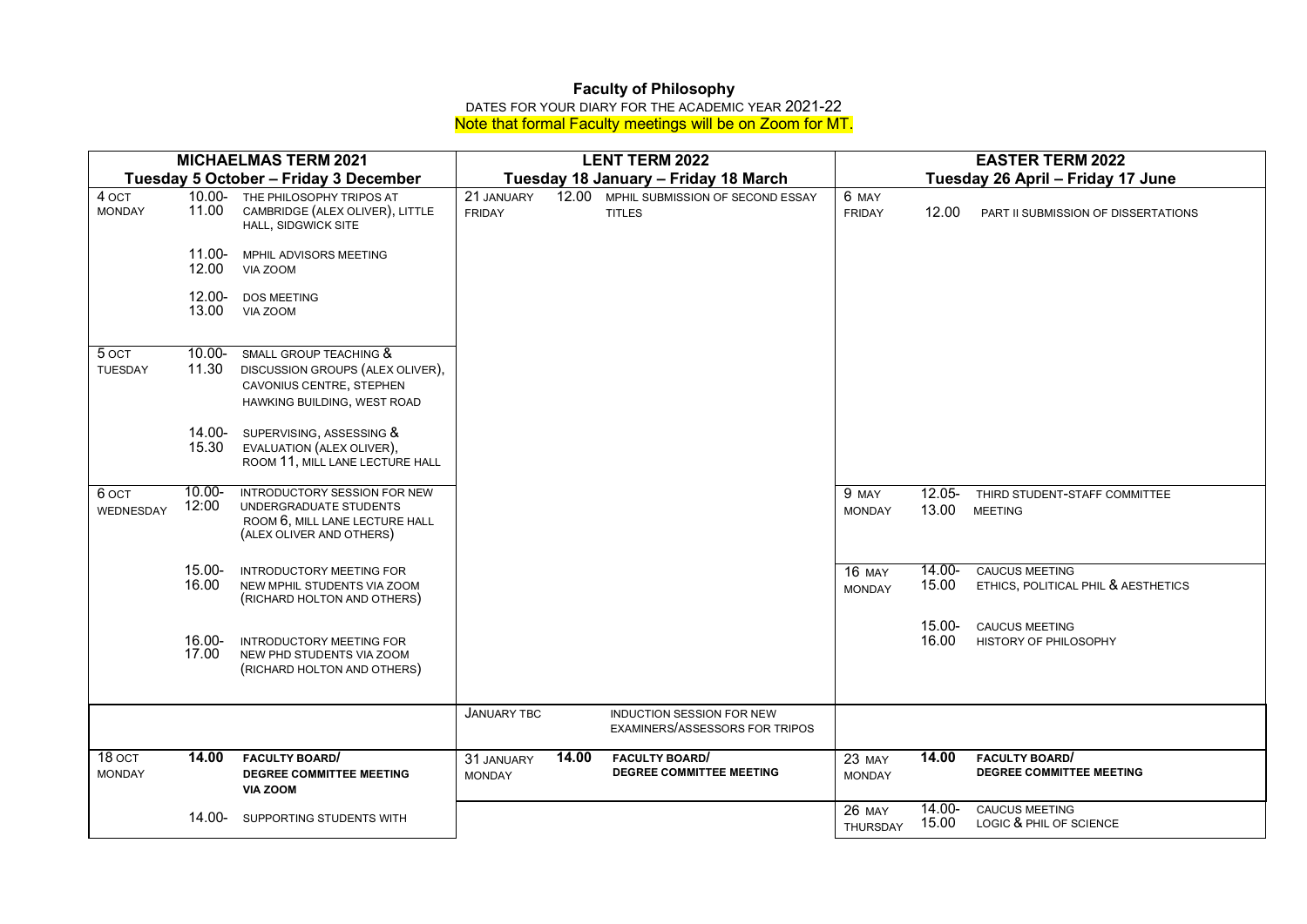# Faculty of Philosophy

DATES FOR YOUR DIARY FOR THE ACADEMIC YEAR 2021-22

Note that formal Faculty meetings will be on Zoom for MT.

| MICHAELMAS TERM 2021 | | | LENT TERM 2022 | | | EASTER TERM 2022 | | |
|---|---|---|---|---|---|---|---|---|
| Tuesday 5 October – Friday 3 December | | | Tuesday 18 January – Friday 18 March | | | Tuesday 26 April – Friday 17 June | | |
| 4 OCT MONDAY | 10.00-11.00 | THE PHILOSOPHY TRIPOS AT CAMBRIDGE (ALEX OLIVER), LITTLE HALL, SIDGWICK SITE | 21 JANUARY FRIDAY | 12.00 | MPHIL SUBMISSION OF SECOND ESSAY TITLES | 6 MAY FRIDAY | 12.00 | PART II SUBMISSION OF DISSERTATIONS |
| | 11.00-12.00 | MPHIL ADVISORS MEETING VIA ZOOM | | | | | | |
| | 12.00-13.00 | DOS MEETING VIA ZOOM | | | | | | |
| 5 OCT TUESDAY | 10.00-11.30 | SMALL GROUP TEACHING & DISCUSSION GROUPS (ALEX OLIVER), CAVONIUS CENTRE, STEPHEN HAWKING BUILDING, WEST ROAD | | | | | | |
| | 14.00-15.30 | SUPERVISING, ASSESSING & EVALUATION (ALEX OLIVER), ROOM 11, MILL LANE LECTURE HALL | | | | | | |
| 6 OCT WEDNESDAY | 10.00-12:00 | INTRODUCTORY SESSION FOR NEW UNDERGRADUATE STUDENTS ROOM 6, MILL LANE LECTURE HALL (ALEX OLIVER AND OTHERS) | | | | 9 MAY MONDAY | 12.05-13.00 | THIRD STUDENT-STAFF COMMITTEE MEETING |
| | 15.00-16.00 | INTRODUCTORY MEETING FOR NEW MPHIL STUDENTS VIA ZOOM (RICHARD HOLTON AND OTHERS) | | | | 16 MAY MONDAY | 14.00-15.00 | CAUCUS MEETING ETHICS, POLITICAL PHIL & AESTHETICS |
| | 16.00-17.00 | INTRODUCTORY MEETING FOR NEW PHD STUDENTS VIA ZOOM (RICHARD HOLTON AND OTHERS) | | | | | 15.00-16.00 | CAUCUS MEETING HISTORY OF PHILOSOPHY |
| | | | JANUARY TBC | | INDUCTION SESSION FOR NEW EXAMINERS/ASSESSORS FOR TRIPOS | | | |
| 18 OCT MONDAY | **14.00** | **FACULTY BOARD/ DEGREE COMMITTEE MEETING VIA ZOOM** | 31 JANUARY MONDAY | **14.00** | **FACULTY BOARD/ DEGREE COMMITTEE MEETING** | 23 MAY MONDAY | **14.00** | **FACULTY BOARD/ DEGREE COMMITTEE MEETING** |
| | 14.00- | SUPPORTING STUDENTS WITH | | | | 26 MAY THURSDAY | 14.00-15.00 | CAUCUS MEETING LOGIC & PHIL OF SCIENCE |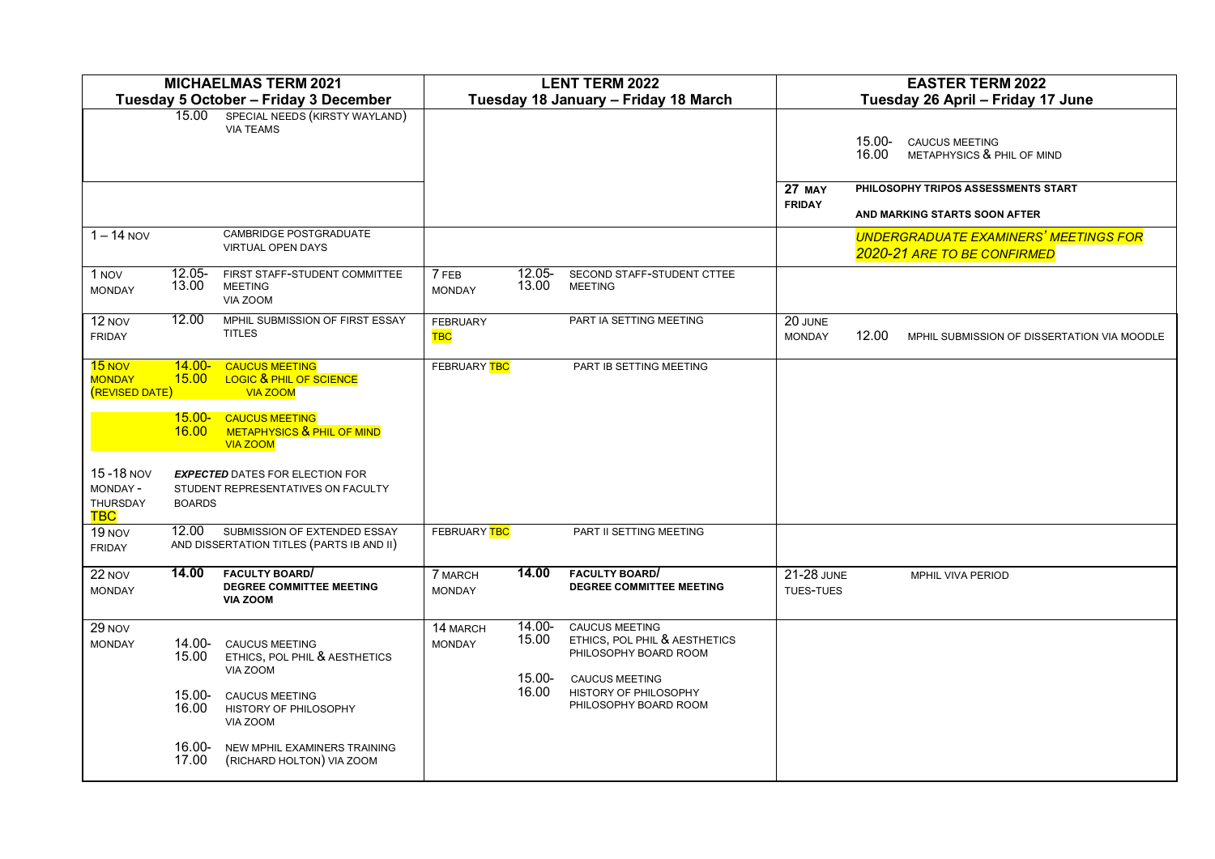| MICHAELMAS TERM 2021<br>Tuesday 5 October – Friday 3 December | | | LENT TERM 2022<br>Tuesday 18 January – Friday 18 March | | | EASTER TERM 2022<br>Tuesday 26 April – Friday 17 June | | |
|---|---|---|---|---|---|---|---|---|
| | 15.00 | SPECIAL NEEDS (KIRSTY WAYLAND) VIA TEAMS | | | | | 15.00-16.00 | CAUCUS MEETING METAPHYSICS & PHIL OF MIND |
| | | | | | | 27 MAY FRIDAY | | **PHILOSOPHY TRIPOS ASSESSMENTS START AND MARKING STARTS SOON AFTER** |
| 1 – 14 NOV | | CAMBRIDGE POSTGRADUATE VIRTUAL OPEN DAYS | | | | | | *UNDERGRADUATE EXAMINERS' MEETINGS FOR 2020-21 ARE TO BE CONFIRMED* |
| 1 NOV MONDAY | 12.05-13.00 | FIRST STAFF-STUDENT COMMITTEE MEETING VIA ZOOM | 7 FEB MONDAY | 12.05-13.00 | SECOND STAFF-STUDENT CTTEE MEETING | | | |
| 12 NOV FRIDAY | 12.00 | MPHIL SUBMISSION OF FIRST ESSAY TITLES | FEBRUARY TBC | | PART IA SETTING MEETING | 20 JUNE MONDAY | 12.00 | MPHIL SUBMISSION OF DISSERTATION VIA MOODLE |
| 15 NOV MONDAY (REVISED DATE) | 14.00-15.00 | CAUCUS MEETING LOGIC & PHIL OF SCIENCE VIA ZOOM | FEBRUARY TBC | | PART IB SETTING MEETING | | | |
| | 15.00-16.00 | CAUCUS MEETING METAPHYSICS & PHIL OF MIND VIA ZOOM | | | | | | |
| 15 -18 NOV MONDAY - THURSDAY TBC | | ***EXPECTED*** DATES FOR ELECTION FOR STUDENT REPRESENTATIVES ON FACULTY BOARDS | | | | | | |
| 19 NOV FRIDAY | 12.00 | SUBMISSION OF EXTENDED ESSAY AND DISSERTATION TITLES (PARTS IB AND II) | FEBRUARY TBC | | PART II SETTING MEETING | | | |
| 22 NOV MONDAY | **14.00** | **FACULTY BOARD/ DEGREE COMMITTEE MEETING VIA ZOOM** | 7 MARCH MONDAY | **14.00** | **FACULTY BOARD/ DEGREE COMMITTEE MEETING** | 21-28 JUNE TUES-TUES | | MPHIL VIVA PERIOD |
| 29 NOV MONDAY | 14.00-15.00 | CAUCUS MEETING ETHICS, POL PHIL & AESTHETICS VIA ZOOM | 14 MARCH MONDAY | 14.00-15.00 | CAUCUS MEETING ETHICS, POL PHIL & AESTHETICS PHILOSOPHY BOARD ROOM | | | |
| | 15.00-16.00 | CAUCUS MEETING HISTORY OF PHILOSOPHY VIA ZOOM | | 15.00-16.00 | CAUCUS MEETING HISTORY OF PHILOSOPHY PHILOSOPHY BOARD ROOM | | | |
| | 16.00-17.00 | NEW MPHIL EXAMINERS TRAINING (RICHARD HOLTON) VIA ZOOM | | | | | | |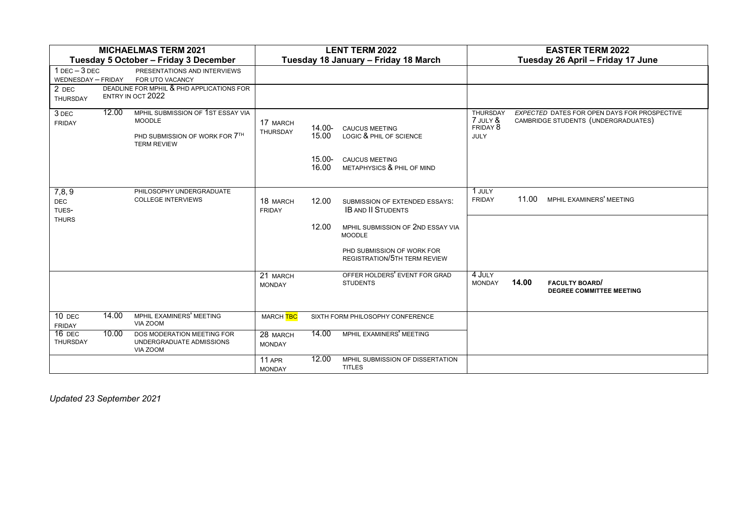| MICHAELMAS TERM 2021<br>Tuesday 5 October – Friday 3 December | | | LENT TERM 2022<br>Tuesday 18 January – Friday 18 March | | | EASTER TERM 2022<br>Tuesday 26 April – Friday 17 June | | |
|---|---|---|---|---|---|---|---|---|
| 1 DEC – 3 DEC<br>WEDNESDAY – FRIDAY | | PRESENTATIONS AND INTERVIEWS FOR UTO VACANCY | | | | | | |
| 2 DEC<br>THURSDAY | | DEADLINE FOR MPHIL & PHD APPLICATIONS FOR ENTRY IN OCT 2022 | | | | | | |
| 3 DEC<br>FRIDAY | 12.00 | MPHIL SUBMISSION OF 1ST ESSAY VIA MOODLE<br><br>PHD SUBMISSION OF WORK FOR 7TH TERM REVIEW | 17 MARCH<br>THURSDAY | 14.00-15.00<br><br>15.00-16.00 | CAUCUS MEETING<br>LOGIC & PHIL OF SCIENCE<br><br>CAUCUS MEETING<br>METAPHYSICS & PHIL OF MIND | THURSDAY 7 JULY & FRIDAY 8 JULY | | *EXPECTED* DATES FOR OPEN DAYS FOR PROSPECTIVE CAMBRIDGE STUDENTS (UNDERGRADUATES) |
| 7,8, 9<br>DEC<br>TUES-THURS | | PHILOSOPHY UNDERGRADUATE COLLEGE INTERVIEWS | 18 MARCH<br>FRIDAY | 12.00 | SUBMISSION OF EXTENDED ESSAYS: IB AND II STUDENTS | 1 JULY<br>FRIDAY | 11.00 | MPHIL EXAMINERS' MEETING |
| | | | | 12.00 | MPHIL SUBMISSION OF 2ND ESSAY VIA MOODLE<br><br>PHD SUBMISSION OF WORK FOR REGISTRATION/5TH TERM REVIEW | | | |
| | | | 21 MARCH<br>MONDAY | | OFFER HOLDERS' EVENT FOR GRAD STUDENTS | 4 JULY<br>MONDAY | **14.00** | **FACULTY BOARD/ DEGREE COMMITTEE MEETING** |
| 10 DEC<br>FRIDAY | 14.00 | MPHIL EXAMINERS' MEETING VIA ZOOM | MARCH TBC | | SIXTH FORM PHILOSOPHY CONFERENCE | | | |
| 16 DEC<br>THURSDAY | 10.00 | DOS MODERATION MEETING FOR UNDERGRADUATE ADMISSIONS VIA ZOOM | 28 MARCH<br>MONDAY | 14.00 | MPHIL EXAMINERS' MEETING | | | |
| | | | 11 APR<br>MONDAY | 12.00 | MPHIL SUBMISSION OF DISSERTATION TITLES | | | |

*Updated 23 September 2021*